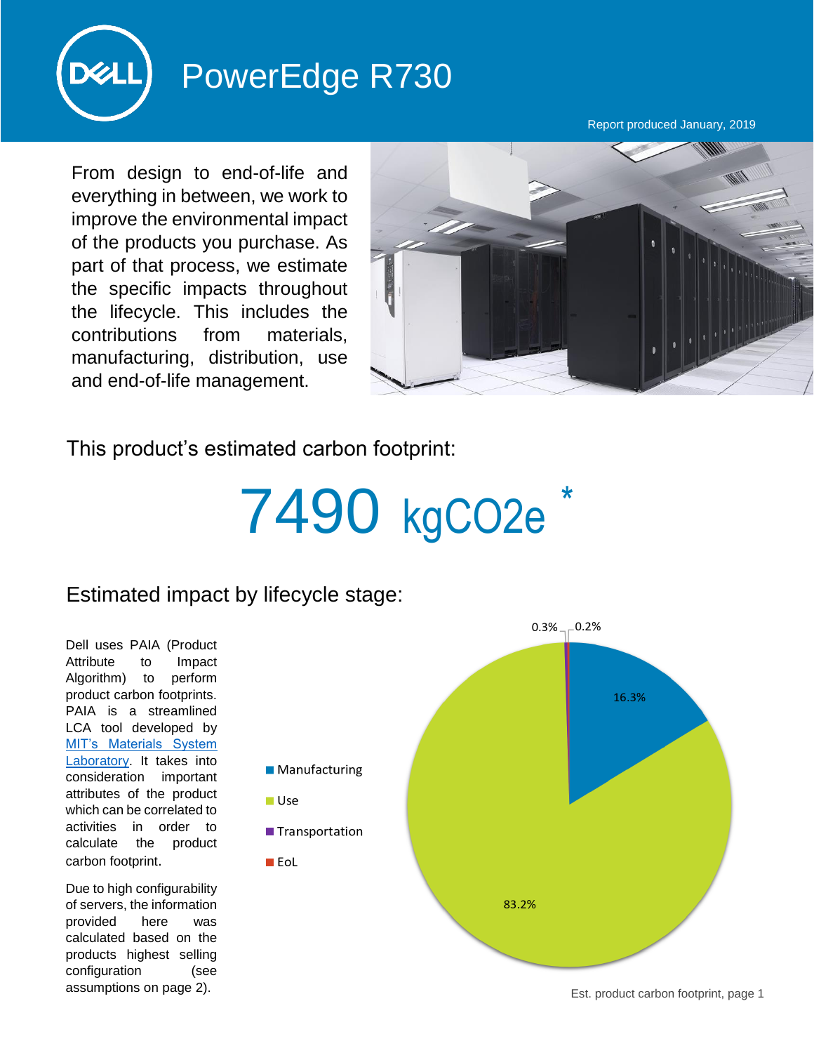# PowerEdge R730

Report produced January, 2019

From design to end-of-life and everything in between, we work to improve the environmental impact of the products you purchase. As part of that process, we estimate the specific impacts throughout the lifecycle. This includes the contributions from materials, manufacturing, distribution, use and end-of-life management.

## This product's estimated carbon footprint:

# 7490 kgCO2e *

## Estimated impact by lifecycle stage:

Dell uses PAIA (Product Attribute to Impact Algorithm) to perform product carbon footprints. PAIA is a streamlined LCA tool developed by [MIT's Materials System Laboratory](). It takes into consideration important attributes of the product which can be correlated to activities in order to calculate the product carbon footprint.

Due to high configurability of servers, the information provided here was calculated based on the products highest selling configuration (see assumptions on page 2).

| Lifecycle stage | Share |
| --- | --- |
| Manufacturing | 16.3% |
| Use | 83.2% |
| Transportation | 0.3% |
| EoL | 0.2% |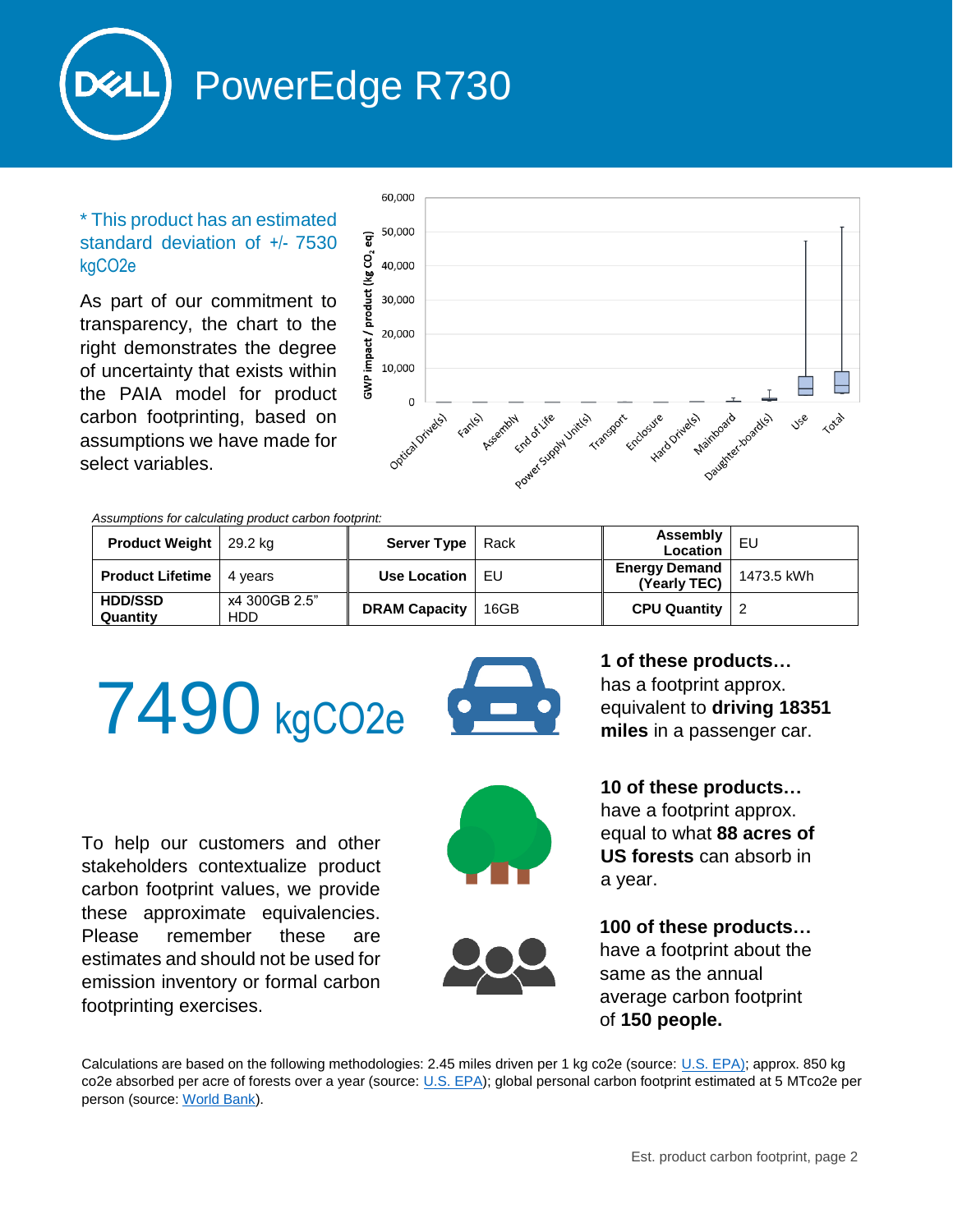# PowerEdge R730

* This product has an estimated standard deviation of +/- 7530 kgCO2e

As part of our commitment to transparency, the chart to the right demonstrates the degree of uncertainty that exists within the PAIA model for product carbon footprinting, based on assumptions we have made for select variables.

GWP impact / product (kg $CO_2$ eq)

60,000
50,000
40,000
30,000
20,000
10,000
0

Optical Drive(s)
Fan(s)
Assembly
End of Life
Power Supply Unit(s)
Transport
Enclosure
Hard Drive(s)
Mainboard
Daughter-board(s)
Use
Total

*Assumptions for calculating product carbon footprint:*

| | | | | | |
|---|---|---|---|---|---|
| **Product Weight** | 29.2 kg | **Server Type** | Rack | **Assembly Location** | EU |
| **Product Lifetime** | 4 years | **Use Location** | EU | **Energy Demand (Yearly TEC)** | 1473.5 kWh |
| **HDD/SSD Quantity** | x4 300GB 2.5" HDD | **DRAM Capacity** | 16GB | **CPU Quantity** | 2 |

7490 kgCO2e

**1 of these products…** has a footprint approx. equivalent to **driving 18351 miles** in a passenger car.

**10 of these products…** have a footprint approx. equal to what **88 acres of US forests** can absorb in a year.

**100 of these products…** have a footprint about the same as the annual average carbon footprint of **150 people.**

To help our customers and other stakeholders contextualize product carbon footprint values, we provide these approximate equivalencies. Please remember these are estimates and should not be used for emission inventory or formal carbon footprinting exercises.

Calculations are based on the following methodologies: 2.45 miles driven per 1 kg co2e (source: U.S. EPA); approx. 850 kg co2e absorbed per acre of forests over a year (source: U.S. EPA); global personal carbon footprint estimated at 5 MTco2e per person (source: World Bank).